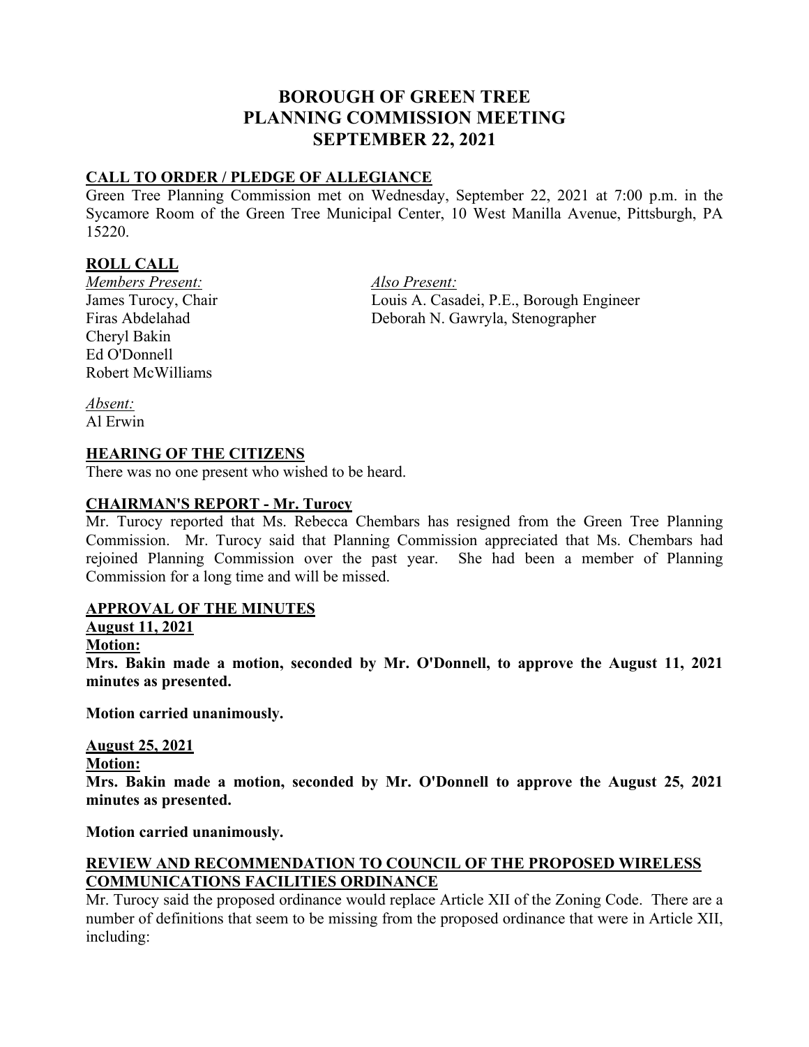# BOROUGH OF GREEN TREE
# PLANNING COMMISSION MEETING
# SEPTEMBER 22, 2021

## CALL TO ORDER / PLEDGE OF ALLEGIANCE

Green Tree Planning Commission met on Wednesday, September 22, 2021 at 7:00 p.m. in the Sycamore Room of the Green Tree Municipal Center, 10 West Manilla Avenue, Pittsburgh, PA 15220.

## ROLL CALL

*Members Present:*
James Turocy, Chair
Firas Abdelahad
Cheryl Bakin
Ed O'Donnell
Robert McWilliams

*Also Present:*
Louis A. Casadei, P.E., Borough Engineer
Deborah N. Gawryla, Stenographer

*Absent:*
Al Erwin

## HEARING OF THE CITIZENS

There was no one present who wished to be heard.

## CHAIRMAN'S REPORT - Mr. Turocy

Mr. Turocy reported that Ms. Rebecca Chembars has resigned from the Green Tree Planning Commission. Mr. Turocy said that Planning Commission appreciated that Ms. Chembars had rejoined Planning Commission over the past year. She had been a member of Planning Commission for a long time and will be missed.

## APPROVAL OF THE MINUTES

**August 11, 2021**

**Motion:**

**Mrs. Bakin made a motion, seconded by Mr. O'Donnell, to approve the August 11, 2021 minutes as presented.**

**Motion carried unanimously.**

**August 25, 2021**

**Motion:**

**Mrs. Bakin made a motion, seconded by Mr. O'Donnell to approve the August 25, 2021 minutes as presented.**

**Motion carried unanimously.**

## REVIEW AND RECOMMENDATION TO COUNCIL OF THE PROPOSED WIRELESS COMMUNICATIONS FACILITIES ORDINANCE

Mr. Turocy said the proposed ordinance would replace Article XII of the Zoning Code. There are a number of definitions that seem to be missing from the proposed ordinance that were in Article XII, including: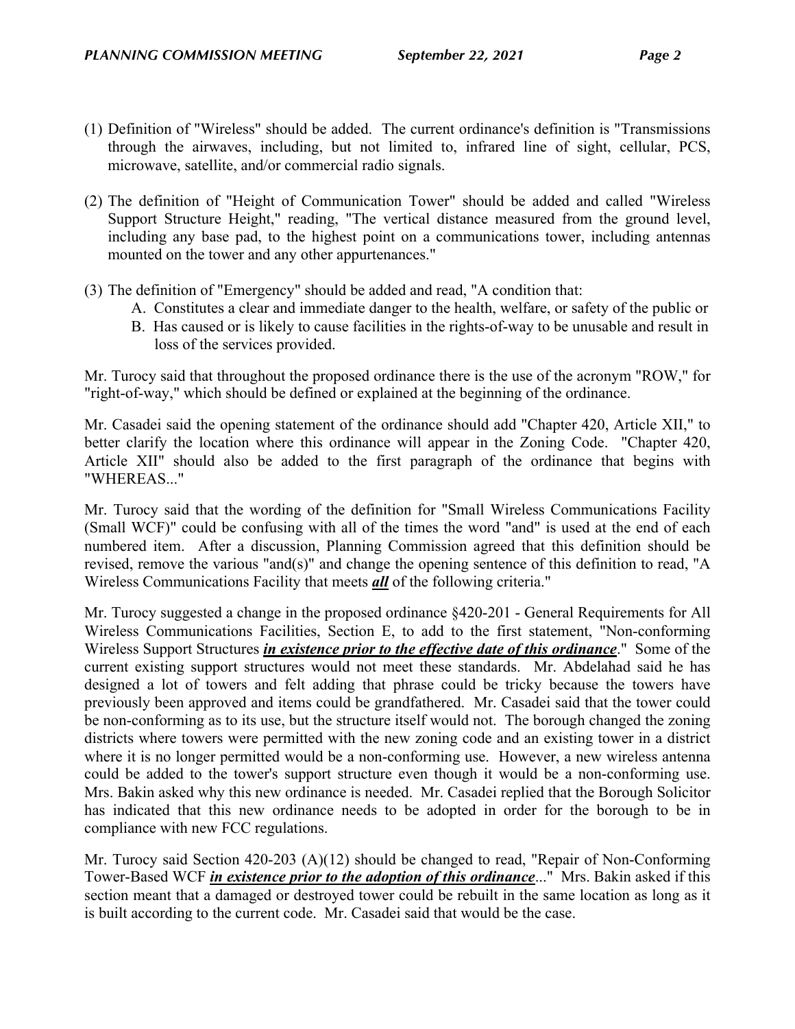(1) Definition of "Wireless" should be added. The current ordinance's definition is "Transmissions through the airwaves, including, but not limited to, infrared line of sight, cellular, PCS, microwave, satellite, and/or commercial radio signals.

(2) The definition of "Height of Communication Tower" should be added and called "Wireless Support Structure Height," reading, "The vertical distance measured from the ground level, including any base pad, to the highest point on a communications tower, including antennas mounted on the tower and any other appurtenances."

(3) The definition of "Emergency" should be added and read, "A condition that:
   A. Constitutes a clear and immediate danger to the health, welfare, or safety of the public or
   B. Has caused or is likely to cause facilities in the rights-of-way to be unusable and result in loss of the services provided.

Mr. Turocy said that throughout the proposed ordinance there is the use of the acronym "ROW," for "right-of-way," which should be defined or explained at the beginning of the ordinance.

Mr. Casadei said the opening statement of the ordinance should add "Chapter 420, Article XII," to better clarify the location where this ordinance will appear in the Zoning Code. "Chapter 420, Article XII" should also be added to the first paragraph of the ordinance that begins with "WHEREAS..."

Mr. Turocy said that the wording of the definition for "Small Wireless Communications Facility (Small WCF)" could be confusing with all of the times the word "and" is used at the end of each numbered item. After a discussion, Planning Commission agreed that this definition should be revised, remove the various "and(s)" and change the opening sentence of this definition to read, "A Wireless Communications Facility that meets ***all*** of the following criteria."

Mr. Turocy suggested a change in the proposed ordinance §420-201 - General Requirements for All Wireless Communications Facilities, Section E, to add to the first statement, "Non-conforming Wireless Support Structures ***in existence prior to the effective date of this ordinance***." Some of the current existing support structures would not meet these standards. Mr. Abdelahad said he has designed a lot of towers and felt adding that phrase could be tricky because the towers have previously been approved and items could be grandfathered. Mr. Casadei said that the tower could be non-conforming as to its use, but the structure itself would not. The borough changed the zoning districts where towers were permitted with the new zoning code and an existing tower in a district where it is no longer permitted would be a non-conforming use. However, a new wireless antenna could be added to the tower's support structure even though it would be a non-conforming use. Mrs. Bakin asked why this new ordinance is needed. Mr. Casadei replied that the Borough Solicitor has indicated that this new ordinance needs to be adopted in order for the borough to be in compliance with new FCC regulations.

Mr. Turocy said Section 420-203 (A)(12) should be changed to read, "Repair of Non-Conforming Tower-Based WCF ***in existence prior to the adoption of this ordinance***..." Mrs. Bakin asked if this section meant that a damaged or destroyed tower could be rebuilt in the same location as long as it is built according to the current code. Mr. Casadei said that would be the case.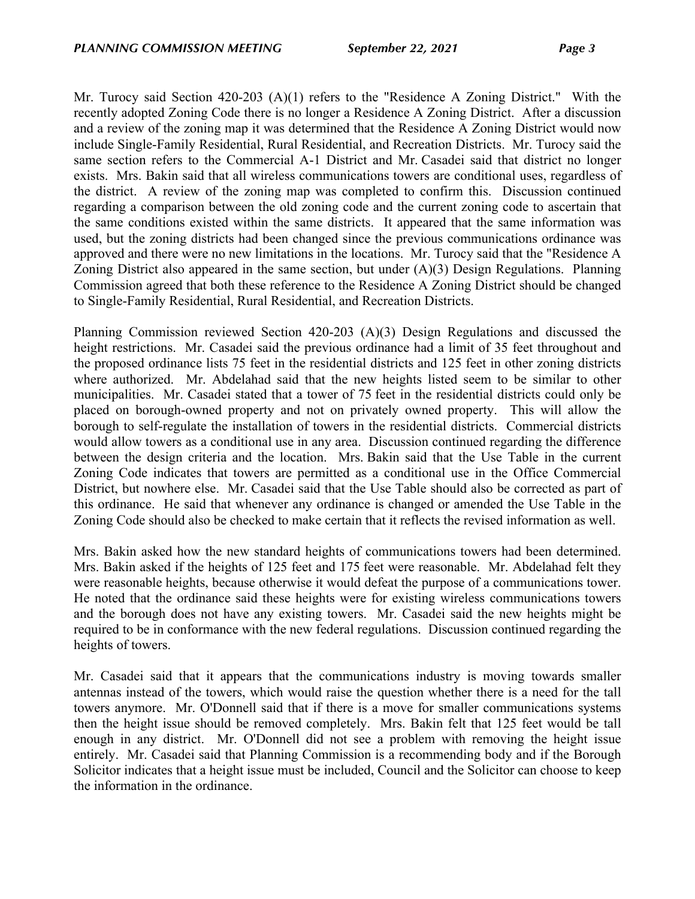Mr. Turocy said Section 420-203 (A)(1) refers to the "Residence A Zoning District." With the recently adopted Zoning Code there is no longer a Residence A Zoning District. After a discussion and a review of the zoning map it was determined that the Residence A Zoning District would now include Single-Family Residential, Rural Residential, and Recreation Districts. Mr. Turocy said the same section refers to the Commercial A-1 District and Mr. Casadei said that district no longer exists. Mrs. Bakin said that all wireless communications towers are conditional uses, regardless of the district. A review of the zoning map was completed to confirm this. Discussion continued regarding a comparison between the old zoning code and the current zoning code to ascertain that the same conditions existed within the same districts. It appeared that the same information was used, but the zoning districts had been changed since the previous communications ordinance was approved and there were no new limitations in the locations. Mr. Turocy said that the "Residence A Zoning District also appeared in the same section, but under (A)(3) Design Regulations. Planning Commission agreed that both these reference to the Residence A Zoning District should be changed to Single-Family Residential, Rural Residential, and Recreation Districts.

Planning Commission reviewed Section 420-203 (A)(3) Design Regulations and discussed the height restrictions. Mr. Casadei said the previous ordinance had a limit of 35 feet throughout and the proposed ordinance lists 75 feet in the residential districts and 125 feet in other zoning districts where authorized. Mr. Abdelahad said that the new heights listed seem to be similar to other municipalities. Mr. Casadei stated that a tower of 75 feet in the residential districts could only be placed on borough-owned property and not on privately owned property. This will allow the borough to self-regulate the installation of towers in the residential districts. Commercial districts would allow towers as a conditional use in any area. Discussion continued regarding the difference between the design criteria and the location. Mrs. Bakin said that the Use Table in the current Zoning Code indicates that towers are permitted as a conditional use in the Office Commercial District, but nowhere else. Mr. Casadei said that the Use Table should also be corrected as part of this ordinance. He said that whenever any ordinance is changed or amended the Use Table in the Zoning Code should also be checked to make certain that it reflects the revised information as well.

Mrs. Bakin asked how the new standard heights of communications towers had been determined. Mrs. Bakin asked if the heights of 125 feet and 175 feet were reasonable. Mr. Abdelahad felt they were reasonable heights, because otherwise it would defeat the purpose of a communications tower. He noted that the ordinance said these heights were for existing wireless communications towers and the borough does not have any existing towers. Mr. Casadei said the new heights might be required to be in conformance with the new federal regulations. Discussion continued regarding the heights of towers.

Mr. Casadei said that it appears that the communications industry is moving towards smaller antennas instead of the towers, which would raise the question whether there is a need for the tall towers anymore. Mr. O'Donnell said that if there is a move for smaller communications systems then the height issue should be removed completely. Mrs. Bakin felt that 125 feet would be tall enough in any district. Mr. O'Donnell did not see a problem with removing the height issue entirely. Mr. Casadei said that Planning Commission is a recommending body and if the Borough Solicitor indicates that a height issue must be included, Council and the Solicitor can choose to keep the information in the ordinance.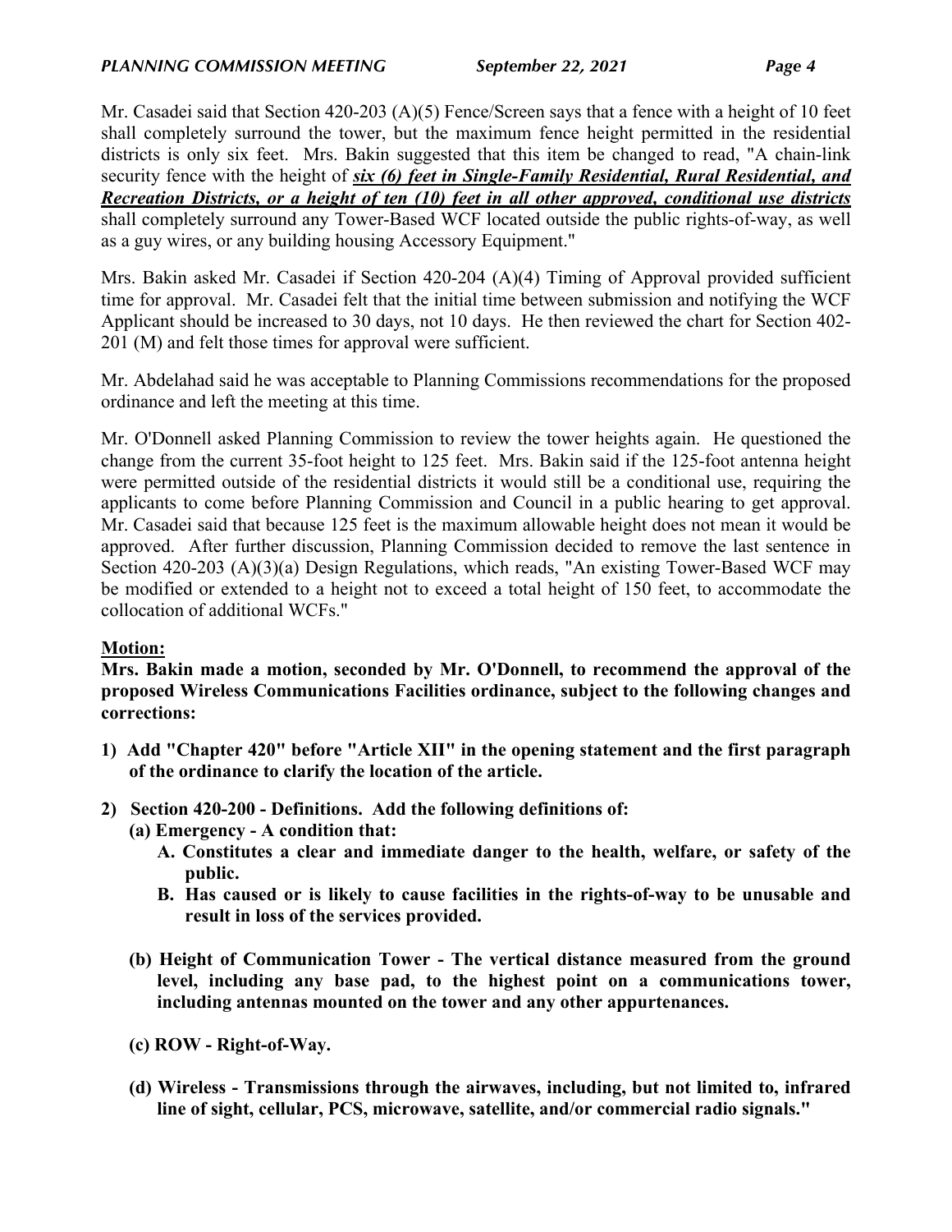Mr. Casadei said that Section 420-203 (A)(5) Fence/Screen says that a fence with a height of 10 feet shall completely surround the tower, but the maximum fence height permitted in the residential districts is only six feet. Mrs. Bakin suggested that this item be changed to read, "A chain-link security fence with the height of ***<u>six (6) feet in Single-Family Residential, Rural Residential, and Recreation Districts, or a height of ten (10) feet in all other approved, conditional use districts</u>*** shall completely surround any Tower-Based WCF located outside the public rights-of-way, as well as a guy wires, or any building housing Accessory Equipment."

Mrs. Bakin asked Mr. Casadei if Section 420-204 (A)(4) Timing of Approval provided sufficient time for approval. Mr. Casadei felt that the initial time between submission and notifying the WCF Applicant should be increased to 30 days, not 10 days. He then reviewed the chart for Section 402-201 (M) and felt those times for approval were sufficient.

Mr. Abdelahad said he was acceptable to Planning Commissions recommendations for the proposed ordinance and left the meeting at this time.

Mr. O'Donnell asked Planning Commission to review the tower heights again. He questioned the change from the current 35-foot height to 125 feet. Mrs. Bakin said if the 125-foot antenna height were permitted outside of the residential districts it would still be a conditional use, requiring the applicants to come before Planning Commission and Council in a public hearing to get approval. Mr. Casadei said that because 125 feet is the maximum allowable height does not mean it would be approved. After further discussion, Planning Commission decided to remove the last sentence in Section 420-203 (A)(3)(a) Design Regulations, which reads, "An existing Tower-Based WCF may be modified or extended to a height not to exceed a total height of 150 feet, to accommodate the collocation of additional WCFs."

**<u>Motion:</u>**

**Mrs. Bakin made a motion, seconded by Mr. O'Donnell, to recommend the approval of the proposed Wireless Communications Facilities ordinance, subject to the following changes and corrections:**

**1) Add "Chapter 420" before "Article XII" in the opening statement and the first paragraph of the ordinance to clarify the location of the article.**

**2) Section 420-200 - Definitions. Add the following definitions of:**

**(a) Emergency - A condition that:**

**A. Constitutes a clear and immediate danger to the health, welfare, or safety of the public.**

**B. Has caused or is likely to cause facilities in the rights-of-way to be unusable and result in loss of the services provided.**

**(b) Height of Communication Tower - The vertical distance measured from the ground level, including any base pad, to the highest point on a communications tower, including antennas mounted on the tower and any other appurtenances.**

**(c) ROW - Right-of-Way.**

**(d) Wireless - Transmissions through the airwaves, including, but not limited to, infrared line of sight, cellular, PCS, microwave, satellite, and/or commercial radio signals."**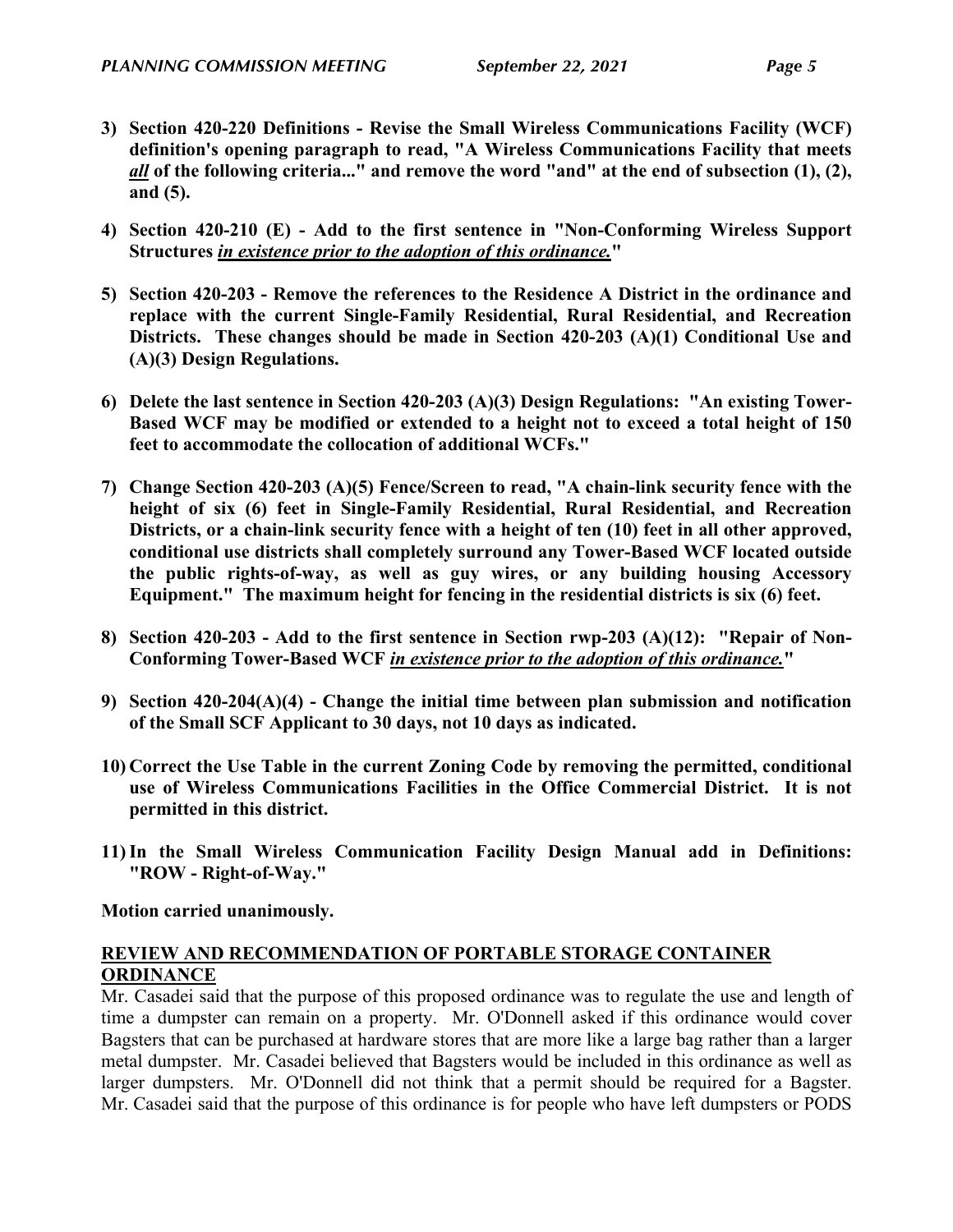3) **Section 420-220 Definitions - Revise the Small Wireless Communications Facility (WCF) definition's opening paragraph to read, "A Wireless Communications Facility that meets _**all**_ of the following criteria..." and remove the word "and" at the end of subsection (1), (2), and (5).**

4) **Section 420-210 (E) - Add to the first sentence in "Non-Conforming Wireless Support Structures _in existence prior to the adoption of this ordinance._"**

5) **Section 420-203 - Remove the references to the Residence A District in the ordinance and replace with the current Single-Family Residential, Rural Residential, and Recreation Districts. These changes should be made in Section 420-203 (A)(1) Conditional Use and (A)(3) Design Regulations.**

6) **Delete the last sentence in Section 420-203 (A)(3) Design Regulations: "An existing Tower-Based WCF may be modified or extended to a height not to exceed a total height of 150 feet to accommodate the collocation of additional WCFs."**

7) **Change Section 420-203 (A)(5) Fence/Screen to read, "A chain-link security fence with the height of six (6) feet in Single-Family Residential, Rural Residential, and Recreation Districts, or a chain-link security fence with a height of ten (10) feet in all other approved, conditional use districts shall completely surround any Tower-Based WCF located outside the public rights-of-way, as well as guy wires, or any building housing Accessory Equipment." The maximum height for fencing in the residential districts is six (6) feet.**

8) **Section 420-203 - Add to the first sentence in Section rwp-203 (A)(12): "Repair of Non-Conforming Tower-Based WCF _in existence prior to the adoption of this ordinance._"**

9) **Section 420-204(A)(4) - Change the initial time between plan submission and notification of the Small SCF Applicant to 30 days, not 10 days as indicated.**

10) **Correct the Use Table in the current Zoning Code by removing the permitted, conditional use of Wireless Communications Facilities in the Office Commercial District. It is not permitted in this district.**

11) **In the Small Wireless Communication Facility Design Manual add in Definitions: "ROW - Right-of-Way."**

**Motion carried unanimously.**

## REVIEW AND RECOMMENDATION OF PORTABLE STORAGE CONTAINER ORDINANCE

Mr. Casadei said that the purpose of this proposed ordinance was to regulate the use and length of time a dumpster can remain on a property. Mr. O'Donnell asked if this ordinance would cover Bagsters that can be purchased at hardware stores that are more like a large bag rather than a larger metal dumpster. Mr. Casadei believed that Bagsters would be included in this ordinance as well as larger dumpsters. Mr. O'Donnell did not think that a permit should be required for a Bagster. Mr. Casadei said that the purpose of this ordinance is for people who have left dumpsters or PODS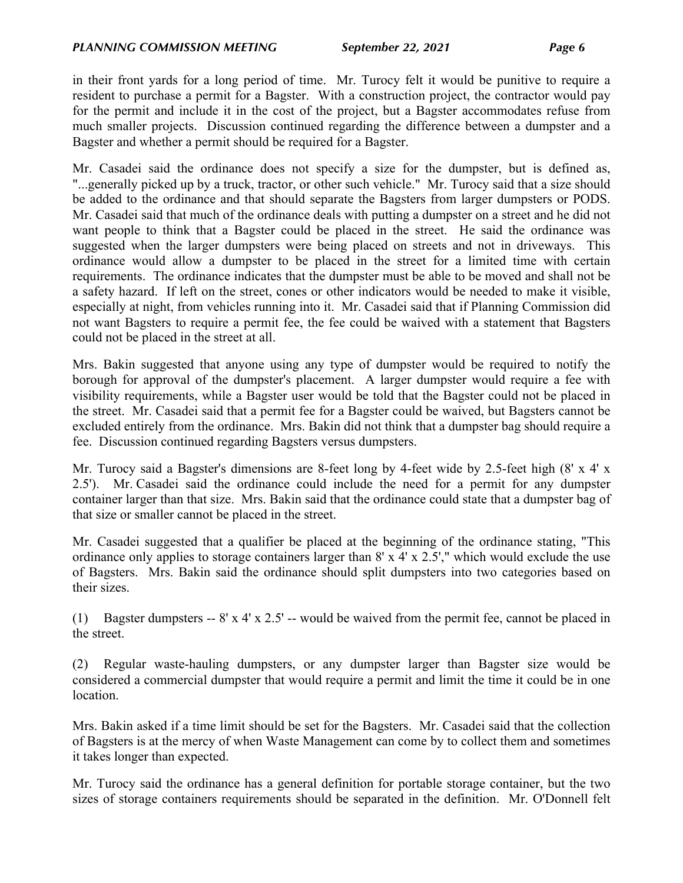in their front yards for a long period of time. Mr. Turocy felt it would be punitive to require a resident to purchase a permit for a Bagster. With a construction project, the contractor would pay for the permit and include it in the cost of the project, but a Bagster accommodates refuse from much smaller projects. Discussion continued regarding the difference between a dumpster and a Bagster and whether a permit should be required for a Bagster.

Mr. Casadei said the ordinance does not specify a size for the dumpster, but is defined as, "...generally picked up by a truck, tractor, or other such vehicle." Mr. Turocy said that a size should be added to the ordinance and that should separate the Bagsters from larger dumpsters or PODS. Mr. Casadei said that much of the ordinance deals with putting a dumpster on a street and he did not want people to think that a Bagster could be placed in the street. He said the ordinance was suggested when the larger dumpsters were being placed on streets and not in driveways. This ordinance would allow a dumpster to be placed in the street for a limited time with certain requirements. The ordinance indicates that the dumpster must be able to be moved and shall not be a safety hazard. If left on the street, cones or other indicators would be needed to make it visible, especially at night, from vehicles running into it. Mr. Casadei said that if Planning Commission did not want Bagsters to require a permit fee, the fee could be waived with a statement that Bagsters could not be placed in the street at all.

Mrs. Bakin suggested that anyone using any type of dumpster would be required to notify the borough for approval of the dumpster's placement. A larger dumpster would require a fee with visibility requirements, while a Bagster user would be told that the Bagster could not be placed in the street. Mr. Casadei said that a permit fee for a Bagster could be waived, but Bagsters cannot be excluded entirely from the ordinance. Mrs. Bakin did not think that a dumpster bag should require a fee. Discussion continued regarding Bagsters versus dumpsters.

Mr. Turocy said a Bagster's dimensions are 8-feet long by 4-feet wide by 2.5-feet high (8' x 4' x 2.5'). Mr. Casadei said the ordinance could include the need for a permit for any dumpster container larger than that size. Mrs. Bakin said that the ordinance could state that a dumpster bag of that size or smaller cannot be placed in the street.

Mr. Casadei suggested that a qualifier be placed at the beginning of the ordinance stating, "This ordinance only applies to storage containers larger than 8' x 4' x 2.5'," which would exclude the use of Bagsters. Mrs. Bakin said the ordinance should split dumpsters into two categories based on their sizes.

(1) Bagster dumpsters -- 8' x 4' x 2.5' -- would be waived from the permit fee, cannot be placed in the street.

(2) Regular waste-hauling dumpsters, or any dumpster larger than Bagster size would be considered a commercial dumpster that would require a permit and limit the time it could be in one location.

Mrs. Bakin asked if a time limit should be set for the Bagsters. Mr. Casadei said that the collection of Bagsters is at the mercy of when Waste Management can come by to collect them and sometimes it takes longer than expected.

Mr. Turocy said the ordinance has a general definition for portable storage container, but the two sizes of storage containers requirements should be separated in the definition. Mr. O'Donnell felt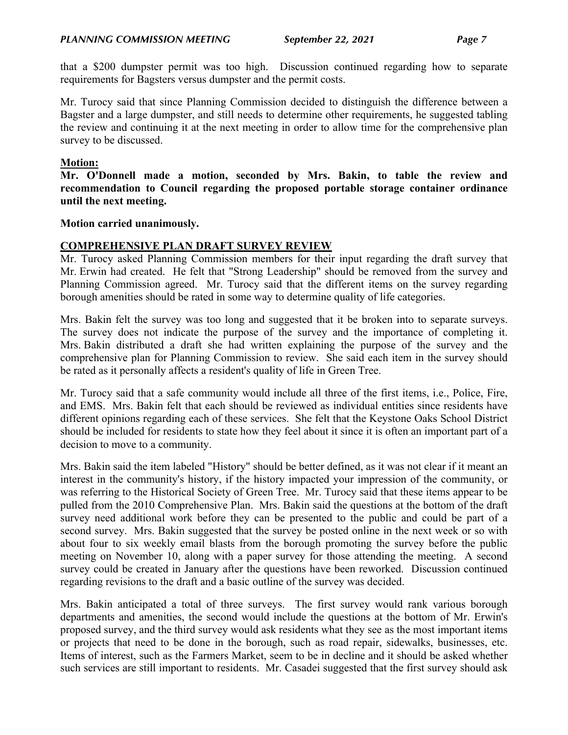that a $200 dumpster permit was too high. Discussion continued regarding how to separate requirements for Bagsters versus dumpster and the permit costs.

Mr. Turocy said that since Planning Commission decided to distinguish the difference between a Bagster and a large dumpster, and still needs to determine other requirements, he suggested tabling the review and continuing it at the next meeting in order to allow time for the comprehensive plan survey to be discussed.

**Motion:**

**Mr. O'Donnell made a motion, seconded by Mrs. Bakin, to table the review and recommendation to Council regarding the proposed portable storage container ordinance until the next meeting.**

**Motion carried unanimously.**

## COMPREHENSIVE PLAN DRAFT SURVEY REVIEW

Mr. Turocy asked Planning Commission members for their input regarding the draft survey that Mr. Erwin had created. He felt that "Strong Leadership" should be removed from the survey and Planning Commission agreed. Mr. Turocy said that the different items on the survey regarding borough amenities should be rated in some way to determine quality of life categories.

Mrs. Bakin felt the survey was too long and suggested that it be broken into to separate surveys. The survey does not indicate the purpose of the survey and the importance of completing it. Mrs. Bakin distributed a draft she had written explaining the purpose of the survey and the comprehensive plan for Planning Commission to review. She said each item in the survey should be rated as it personally affects a resident's quality of life in Green Tree.

Mr. Turocy said that a safe community would include all three of the first items, i.e., Police, Fire, and EMS. Mrs. Bakin felt that each should be reviewed as individual entities since residents have different opinions regarding each of these services. She felt that the Keystone Oaks School District should be included for residents to state how they feel about it since it is often an important part of a decision to move to a community.

Mrs. Bakin said the item labeled "History" should be better defined, as it was not clear if it meant an interest in the community's history, if the history impacted your impression of the community, or was referring to the Historical Society of Green Tree. Mr. Turocy said that these items appear to be pulled from the 2010 Comprehensive Plan. Mrs. Bakin said the questions at the bottom of the draft survey need additional work before they can be presented to the public and could be part of a second survey. Mrs. Bakin suggested that the survey be posted online in the next week or so with about four to six weekly email blasts from the borough promoting the survey before the public meeting on November 10, along with a paper survey for those attending the meeting. A second survey could be created in January after the questions have been reworked. Discussion continued regarding revisions to the draft and a basic outline of the survey was decided.

Mrs. Bakin anticipated a total of three surveys. The first survey would rank various borough departments and amenities, the second would include the questions at the bottom of Mr. Erwin's proposed survey, and the third survey would ask residents what they see as the most important items or projects that need to be done in the borough, such as road repair, sidewalks, businesses, etc. Items of interest, such as the Farmers Market, seem to be in decline and it should be asked whether such services are still important to residents. Mr. Casadei suggested that the first survey should ask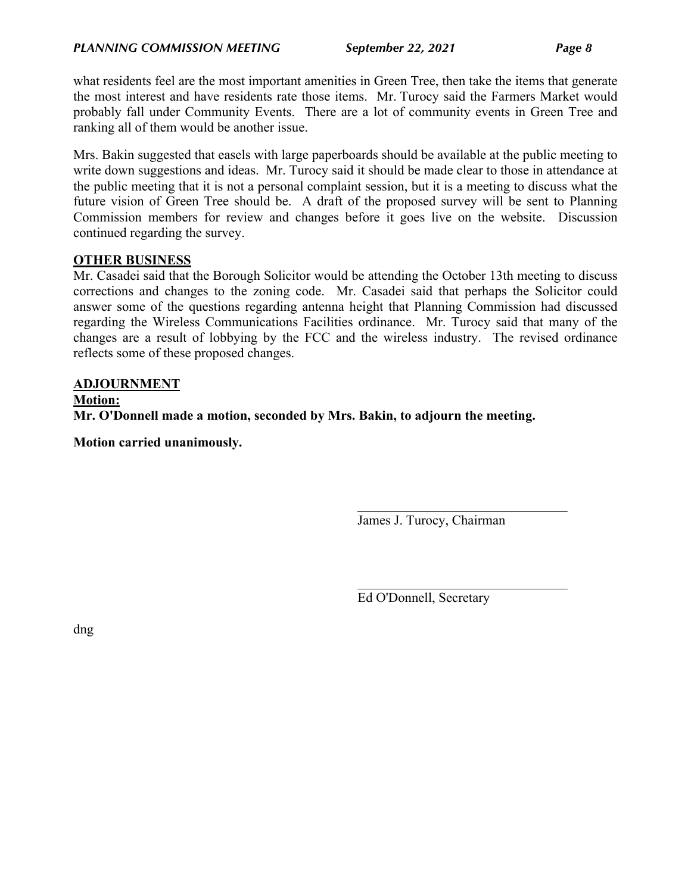what residents feel are the most important amenities in Green Tree, then take the items that generate the most interest and have residents rate those items. Mr. Turocy said the Farmers Market would probably fall under Community Events. There are a lot of community events in Green Tree and ranking all of them would be another issue.

Mrs. Bakin suggested that easels with large paperboards should be available at the public meeting to write down suggestions and ideas. Mr. Turocy said it should be made clear to those in attendance at the public meeting that it is not a personal complaint session, but it is a meeting to discuss what the future vision of Green Tree should be. A draft of the proposed survey will be sent to Planning Commission members for review and changes before it goes live on the website. Discussion continued regarding the survey.

**OTHER BUSINESS**

Mr. Casadei said that the Borough Solicitor would be attending the October 13th meeting to discuss corrections and changes to the zoning code. Mr. Casadei said that perhaps the Solicitor could answer some of the questions regarding antenna height that Planning Commission had discussed regarding the Wireless Communications Facilities ordinance. Mr. Turocy said that many of the changes are a result of lobbying by the FCC and the wireless industry. The revised ordinance reflects some of these proposed changes.

**ADJOURNMENT**

**Motion:**

**Mr. O'Donnell made a motion, seconded by Mrs. Bakin, to adjourn the meeting.**

**Motion carried unanimously.**

James J. Turocy, Chairman

Ed O'Donnell, Secretary

dng